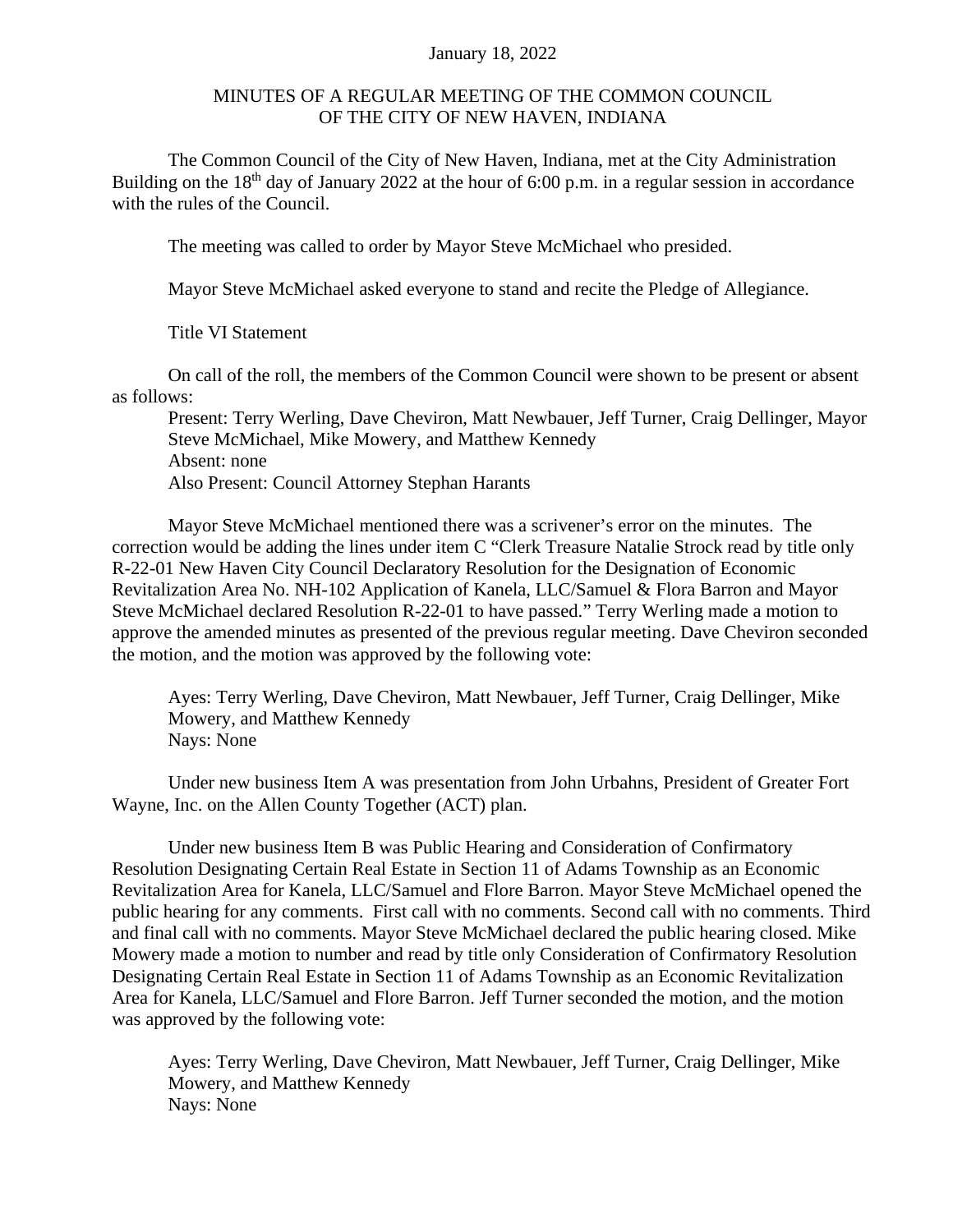January 18, 2022

MINUTES OF A REGULAR MEETING OF THE COMMON COUNCIL
OF THE CITY OF NEW HAVEN, INDIANA

The Common Council of the City of New Haven, Indiana, met at the City Administration Building on the 18th day of January 2022 at the hour of 6:00 p.m. in a regular session in accordance with the rules of the Council.

The meeting was called to order by Mayor Steve McMichael who presided.

Mayor Steve McMichael asked everyone to stand and recite the Pledge of Allegiance.

Title VI Statement

On call of the roll, the members of the Common Council were shown to be present or absent as follows:

Present: Terry Werling, Dave Cheviron, Matt Newbauer, Jeff Turner, Craig Dellinger, Mayor Steve McMichael, Mike Mowery, and Matthew Kennedy
Absent: none
Also Present: Council Attorney Stephan Harants

Mayor Steve McMichael mentioned there was a scrivener's error on the minutes. The correction would be adding the lines under item C "Clerk Treasure Natalie Strock read by title only R-22-01 New Haven City Council Declaratory Resolution for the Designation of Economic Revitalization Area No. NH-102 Application of Kanela, LLC/Samuel & Flora Barron and Mayor Steve McMichael declared Resolution R-22-01 to have passed." Terry Werling made a motion to approve the amended minutes as presented of the previous regular meeting. Dave Cheviron seconded the motion, and the motion was approved by the following vote:

Ayes: Terry Werling, Dave Cheviron, Matt Newbauer, Jeff Turner, Craig Dellinger, Mike Mowery, and Matthew Kennedy
Nays: None

Under new business Item A was presentation from John Urbahns, President of Greater Fort Wayne, Inc. on the Allen County Together (ACT) plan.

Under new business Item B was Public Hearing and Consideration of Confirmatory Resolution Designating Certain Real Estate in Section 11 of Adams Township as an Economic Revitalization Area for Kanela, LLC/Samuel and Flore Barron. Mayor Steve McMichael opened the public hearing for any comments. First call with no comments. Second call with no comments. Third and final call with no comments. Mayor Steve McMichael declared the public hearing closed. Mike Mowery made a motion to number and read by title only Consideration of Confirmatory Resolution Designating Certain Real Estate in Section 11 of Adams Township as an Economic Revitalization Area for Kanela, LLC/Samuel and Flore Barron. Jeff Turner seconded the motion, and the motion was approved by the following vote:

Ayes: Terry Werling, Dave Cheviron, Matt Newbauer, Jeff Turner, Craig Dellinger, Mike Mowery, and Matthew Kennedy
Nays: None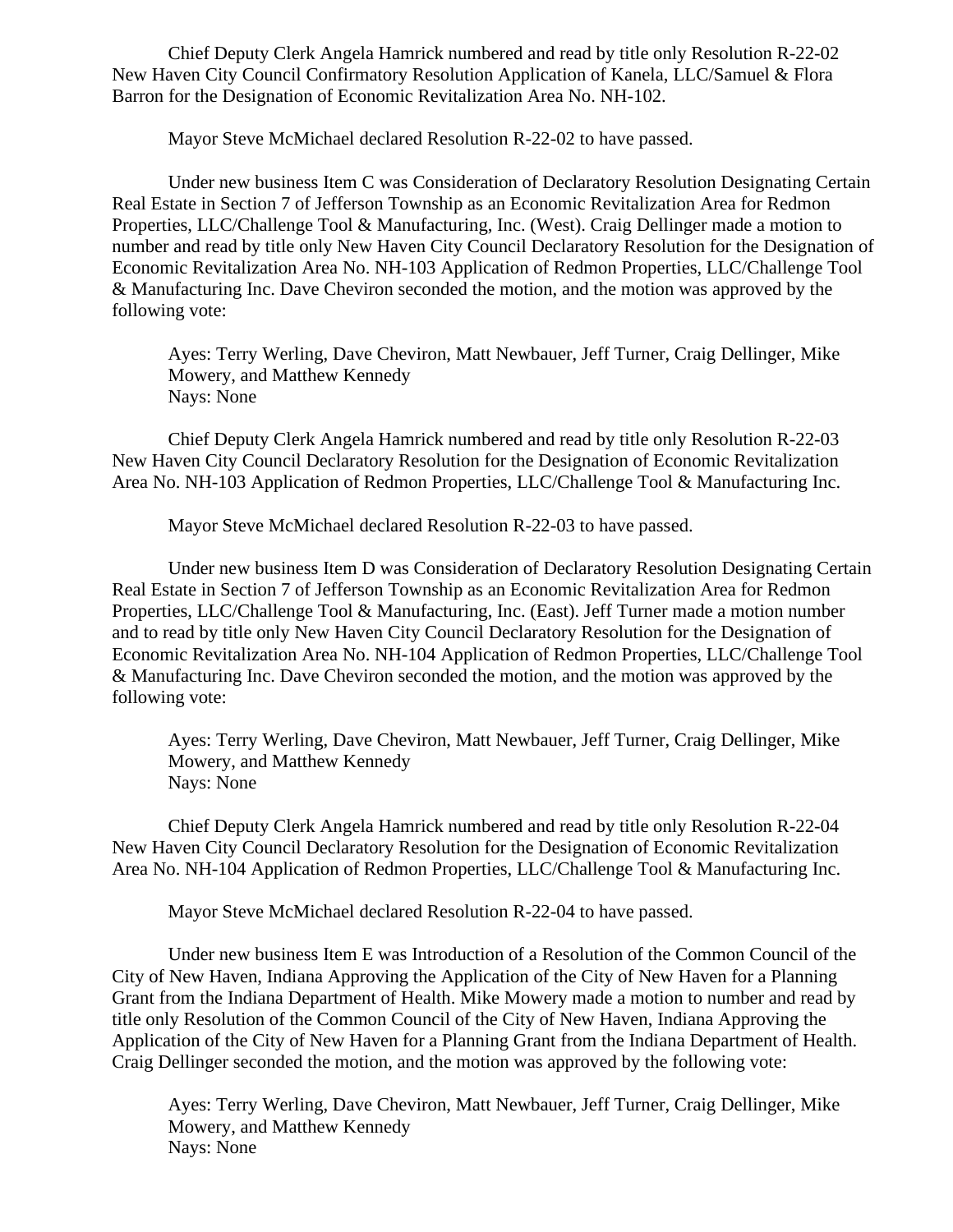Chief Deputy Clerk Angela Hamrick numbered and read by title only Resolution R-22-02 New Haven City Council Confirmatory Resolution Application of Kanela, LLC/Samuel & Flora Barron for the Designation of Economic Revitalization Area No. NH-102.

Mayor Steve McMichael declared Resolution R-22-02 to have passed.

Under new business Item C was Consideration of Declaratory Resolution Designating Certain Real Estate in Section 7 of Jefferson Township as an Economic Revitalization Area for Redmon Properties, LLC/Challenge Tool & Manufacturing, Inc. (West). Craig Dellinger made a motion to number and read by title only New Haven City Council Declaratory Resolution for the Designation of Economic Revitalization Area No. NH-103 Application of Redmon Properties, LLC/Challenge Tool & Manufacturing Inc. Dave Cheviron seconded the motion, and the motion was approved by the following vote:

> Ayes: Terry Werling, Dave Cheviron, Matt Newbauer, Jeff Turner, Craig Dellinger, Mike Mowery, and Matthew Kennedy
> Nays: None

Chief Deputy Clerk Angela Hamrick numbered and read by title only Resolution R-22-03 New Haven City Council Declaratory Resolution for the Designation of Economic Revitalization Area No. NH-103 Application of Redmon Properties, LLC/Challenge Tool & Manufacturing Inc.

Mayor Steve McMichael declared Resolution R-22-03 to have passed.

Under new business Item D was Consideration of Declaratory Resolution Designating Certain Real Estate in Section 7 of Jefferson Township as an Economic Revitalization Area for Redmon Properties, LLC/Challenge Tool & Manufacturing, Inc. (East). Jeff Turner made a motion number and to read by title only New Haven City Council Declaratory Resolution for the Designation of Economic Revitalization Area No. NH-104 Application of Redmon Properties, LLC/Challenge Tool & Manufacturing Inc. Dave Cheviron seconded the motion, and the motion was approved by the following vote:

> Ayes: Terry Werling, Dave Cheviron, Matt Newbauer, Jeff Turner, Craig Dellinger, Mike Mowery, and Matthew Kennedy
> Nays: None

Chief Deputy Clerk Angela Hamrick numbered and read by title only Resolution R-22-04 New Haven City Council Declaratory Resolution for the Designation of Economic Revitalization Area No. NH-104 Application of Redmon Properties, LLC/Challenge Tool & Manufacturing Inc.

Mayor Steve McMichael declared Resolution R-22-04 to have passed.

Under new business Item E was Introduction of a Resolution of the Common Council of the City of New Haven, Indiana Approving the Application of the City of New Haven for a Planning Grant from the Indiana Department of Health. Mike Mowery made a motion to number and read by title only Resolution of the Common Council of the City of New Haven, Indiana Approving the Application of the City of New Haven for a Planning Grant from the Indiana Department of Health. Craig Dellinger seconded the motion, and the motion was approved by the following vote:

> Ayes: Terry Werling, Dave Cheviron, Matt Newbauer, Jeff Turner, Craig Dellinger, Mike Mowery, and Matthew Kennedy
> Nays: None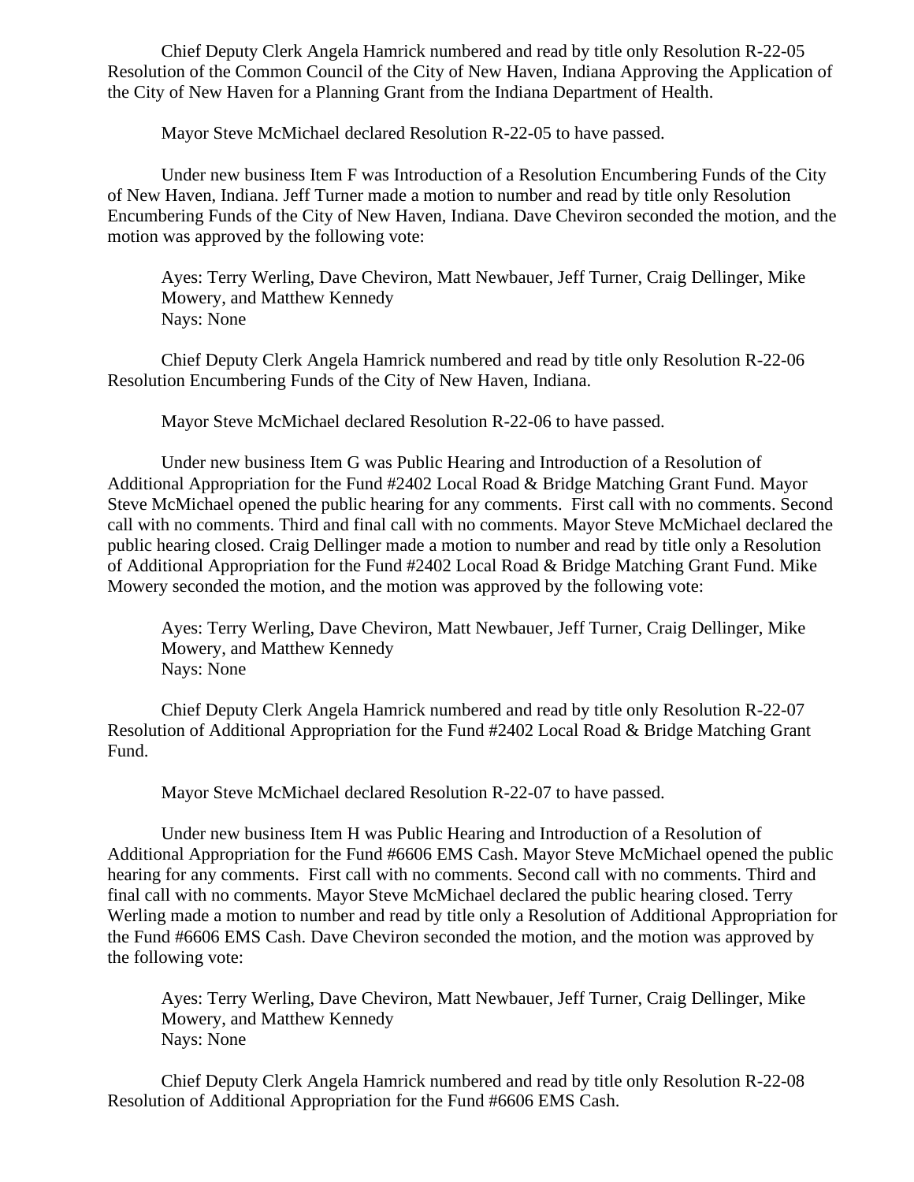Chief Deputy Clerk Angela Hamrick numbered and read by title only Resolution R-22-05 Resolution of the Common Council of the City of New Haven, Indiana Approving the Application of the City of New Haven for a Planning Grant from the Indiana Department of Health.

Mayor Steve McMichael declared Resolution R-22-05 to have passed.

Under new business Item F was Introduction of a Resolution Encumbering Funds of the City of New Haven, Indiana. Jeff Turner made a motion to number and read by title only Resolution Encumbering Funds of the City of New Haven, Indiana. Dave Cheviron seconded the motion, and the motion was approved by the following vote:

Ayes: Terry Werling, Dave Cheviron, Matt Newbauer, Jeff Turner, Craig Dellinger, Mike Mowery, and Matthew Kennedy
Nays: None

Chief Deputy Clerk Angela Hamrick numbered and read by title only Resolution R-22-06 Resolution Encumbering Funds of the City of New Haven, Indiana.

Mayor Steve McMichael declared Resolution R-22-06 to have passed.

Under new business Item G was Public Hearing and Introduction of a Resolution of Additional Appropriation for the Fund #2402 Local Road & Bridge Matching Grant Fund. Mayor Steve McMichael opened the public hearing for any comments. First call with no comments. Second call with no comments. Third and final call with no comments. Mayor Steve McMichael declared the public hearing closed. Craig Dellinger made a motion to number and read by title only a Resolution of Additional Appropriation for the Fund #2402 Local Road & Bridge Matching Grant Fund. Mike Mowery seconded the motion, and the motion was approved by the following vote:

Ayes: Terry Werling, Dave Cheviron, Matt Newbauer, Jeff Turner, Craig Dellinger, Mike Mowery, and Matthew Kennedy
Nays: None

Chief Deputy Clerk Angela Hamrick numbered and read by title only Resolution R-22-07 Resolution of Additional Appropriation for the Fund #2402 Local Road & Bridge Matching Grant Fund.

Mayor Steve McMichael declared Resolution R-22-07 to have passed.

Under new business Item H was Public Hearing and Introduction of a Resolution of Additional Appropriation for the Fund #6606 EMS Cash. Mayor Steve McMichael opened the public hearing for any comments. First call with no comments. Second call with no comments. Third and final call with no comments. Mayor Steve McMichael declared the public hearing closed. Terry Werling made a motion to number and read by title only a Resolution of Additional Appropriation for the Fund #6606 EMS Cash. Dave Cheviron seconded the motion, and the motion was approved by the following vote:

Ayes: Terry Werling, Dave Cheviron, Matt Newbauer, Jeff Turner, Craig Dellinger, Mike Mowery, and Matthew Kennedy
Nays: None

Chief Deputy Clerk Angela Hamrick numbered and read by title only Resolution R-22-08 Resolution of Additional Appropriation for the Fund #6606 EMS Cash.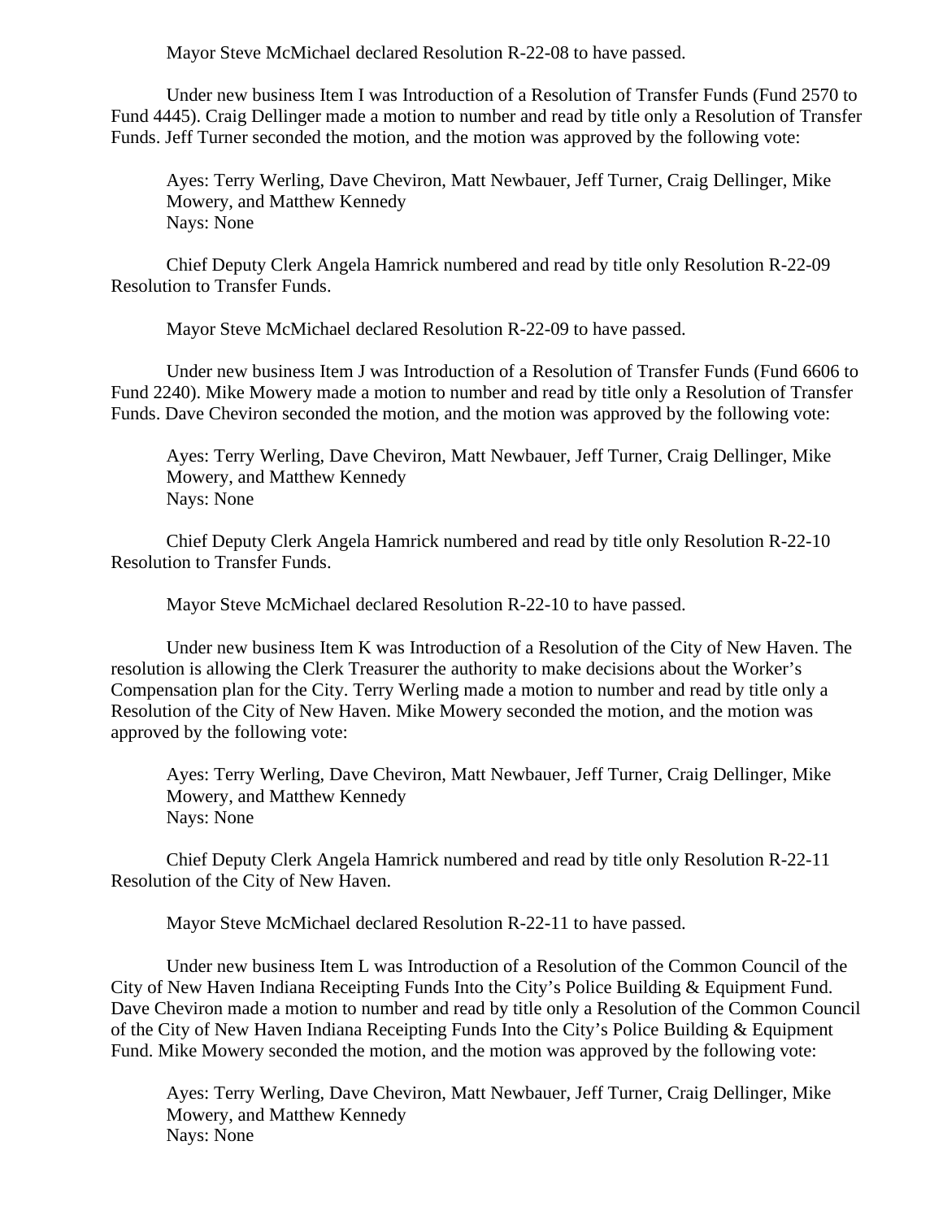Mayor Steve McMichael declared Resolution R-22-08 to have passed.

Under new business Item I was Introduction of a Resolution of Transfer Funds (Fund 2570 to Fund 4445). Craig Dellinger made a motion to number and read by title only a Resolution of Transfer Funds. Jeff Turner seconded the motion, and the motion was approved by the following vote:

Ayes: Terry Werling, Dave Cheviron, Matt Newbauer, Jeff Turner, Craig Dellinger, Mike Mowery, and Matthew Kennedy
Nays: None

Chief Deputy Clerk Angela Hamrick numbered and read by title only Resolution R-22-09 Resolution to Transfer Funds.

Mayor Steve McMichael declared Resolution R-22-09 to have passed.

Under new business Item J was Introduction of a Resolution of Transfer Funds (Fund 6606 to Fund 2240). Mike Mowery made a motion to number and read by title only a Resolution of Transfer Funds. Dave Cheviron seconded the motion, and the motion was approved by the following vote:

Ayes: Terry Werling, Dave Cheviron, Matt Newbauer, Jeff Turner, Craig Dellinger, Mike Mowery, and Matthew Kennedy
Nays: None

Chief Deputy Clerk Angela Hamrick numbered and read by title only Resolution R-22-10 Resolution to Transfer Funds.

Mayor Steve McMichael declared Resolution R-22-10 to have passed.

Under new business Item K was Introduction of a Resolution of the City of New Haven. The resolution is allowing the Clerk Treasurer the authority to make decisions about the Worker's Compensation plan for the City. Terry Werling made a motion to number and read by title only a Resolution of the City of New Haven. Mike Mowery seconded the motion, and the motion was approved by the following vote:

Ayes: Terry Werling, Dave Cheviron, Matt Newbauer, Jeff Turner, Craig Dellinger, Mike Mowery, and Matthew Kennedy
Nays: None

Chief Deputy Clerk Angela Hamrick numbered and read by title only Resolution R-22-11 Resolution of the City of New Haven.

Mayor Steve McMichael declared Resolution R-22-11 to have passed.

Under new business Item L was Introduction of a Resolution of the Common Council of the City of New Haven Indiana Receipting Funds Into the City's Police Building & Equipment Fund. Dave Cheviron made a motion to number and read by title only a Resolution of the Common Council of the City of New Haven Indiana Receipting Funds Into the City's Police Building & Equipment Fund. Mike Mowery seconded the motion, and the motion was approved by the following vote:

Ayes: Terry Werling, Dave Cheviron, Matt Newbauer, Jeff Turner, Craig Dellinger, Mike Mowery, and Matthew Kennedy
Nays: None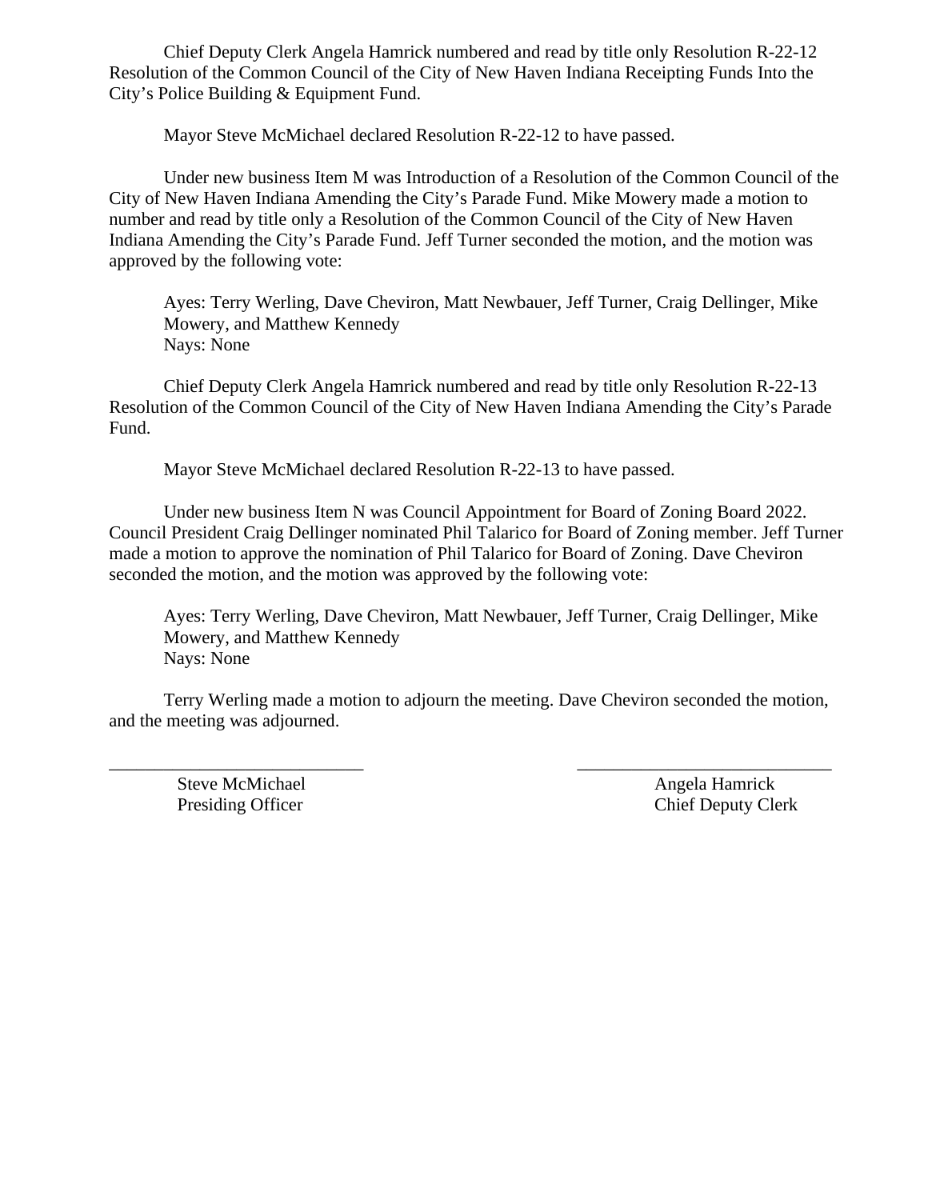Chief Deputy Clerk Angela Hamrick numbered and read by title only Resolution R-22-12 Resolution of the Common Council of the City of New Haven Indiana Receipting Funds Into the City's Police Building & Equipment Fund.

Mayor Steve McMichael declared Resolution R-22-12 to have passed.

Under new business Item M was Introduction of a Resolution of the Common Council of the City of New Haven Indiana Amending the City's Parade Fund. Mike Mowery made a motion to number and read by title only a Resolution of the Common Council of the City of New Haven Indiana Amending the City's Parade Fund. Jeff Turner seconded the motion, and the motion was approved by the following vote:

> Ayes: Terry Werling, Dave Cheviron, Matt Newbauer, Jeff Turner, Craig Dellinger, Mike Mowery, and Matthew Kennedy
> Nays: None

Chief Deputy Clerk Angela Hamrick numbered and read by title only Resolution R-22-13 Resolution of the Common Council of the City of New Haven Indiana Amending the City's Parade Fund.

Mayor Steve McMichael declared Resolution R-22-13 to have passed.

Under new business Item N was Council Appointment for Board of Zoning Board 2022. Council President Craig Dellinger nominated Phil Talarico for Board of Zoning member. Jeff Turner made a motion to approve the nomination of Phil Talarico for Board of Zoning. Dave Cheviron seconded the motion, and the motion was approved by the following vote:

> Ayes: Terry Werling, Dave Cheviron, Matt Newbauer, Jeff Turner, Craig Dellinger, Mike Mowery, and Matthew Kennedy
> Nays: None

Terry Werling made a motion to adjourn the meeting. Dave Cheviron seconded the motion, and the meeting was adjourned.

____________________________ ____________________________

Steve McMichael
Presiding Officer

Angela Hamrick
Chief Deputy Clerk